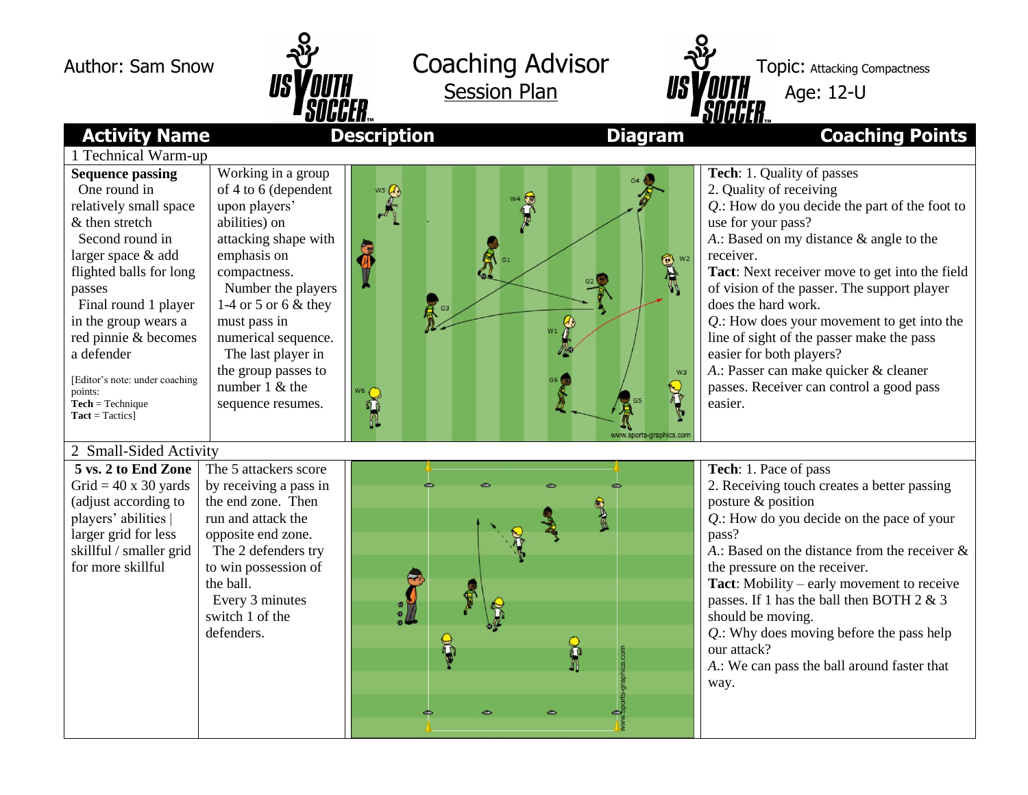Author: Sam Snow

# Coaching Advisor

## Session Plan

Topic: Attacking Compactness

Age: 12-U

| Activity Name | Description | Diagram | Coaching Points |
|---|---|---|---|
| **1 Technical Warm-up** | | | |
| **Sequence passing** One round in relatively small space & then stretch Second round in larger space & add flighted balls for long passes Final round 1 player in the group wears a red pinnie & becomes a defender [Editor's note: under coaching points: **Tech** = Technique **Tact** = Tactics] | Working in a group of 4 to 6 (dependent upon players' abilities) on attacking shape with emphasis on compactness. Number the players 1-4 or 5 or 6 & they must pass in numerical sequence. The last player in the group passes to number 1 & the sequence resumes. | | **Tech**: 1. Quality of passes 2. Quality of receiving *Q.*: How do you decide the part of the foot to use for your pass? *A.*: Based on my distance & angle to the receiver. **Tact**: Next receiver move to get into the field of vision of the passer. The support player does the hard work. *Q.*: How does your movement to get into the line of sight of the passer make the pass easier for both players? *A.*: Passer can make quicker & cleaner passes. Receiver can control a good pass easier. |
| **2 Small-Sided Activity** | | | |
| **5 vs. 2 to End Zone** Grid = 40 x 30 yards (adjust according to players' abilities \| larger grid for less skillful / smaller grid for more skillful | The 5 attackers score by receiving a pass in the end zone. Then run and attack the opposite end zone. The 2 defenders try to win possession of the ball. Every 3 minutes switch 1 of the defenders. | | **Tech**: 1. Pace of pass 2. Receiving touch creates a better passing posture & position *Q.*: How do you decide on the pace of your pass? *A.*: Based on the distance from the receiver & the pressure on the receiver. **Tact**: Mobility – early movement to receive passes. If 1 has the ball then BOTH 2 & 3 should be moving. *Q.*: Why does moving before the pass help our attack? *A.*: We can pass the ball around faster that way. |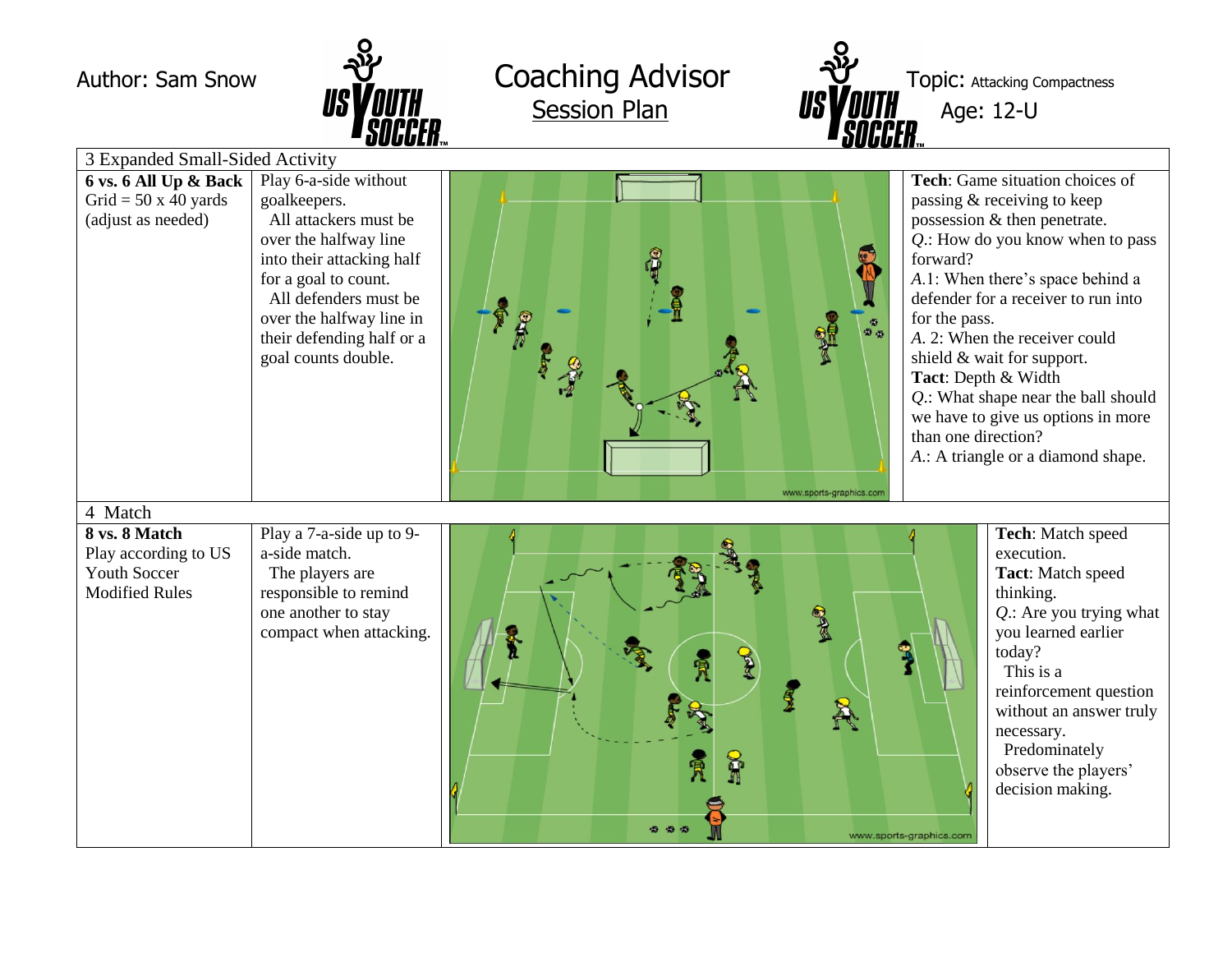Author: Sam Snow

# Coaching Advisor

## Session Plan

Topic: Attacking Compactness

Age: 12-U

| | | | |
|---|---|---|---|
| **3 Expanded Small-Sided Activity** | | | |
| **6 vs. 6 All Up & Back**<br>Grid = 50 x 40 yards (adjust as needed) | Play 6-a-side without goalkeepers.<br>All attackers must be over the halfway line into their attacking half for a goal to count.<br>All defenders must be over the halfway line in their defending half or a goal counts double. | www.sports-graphics.com | **Tech**: Game situation choices of passing & receiving to keep possession & then penetrate.<br>*Q.*: How do you know when to pass forward?<br>*A.*1: When there's space behind a defender for a receiver to run into for the pass.<br>*A.* 2: When the receiver could shield & wait for support.<br>**Tact**: Depth & Width<br>*Q.*: What shape near the ball should we have to give us options in more than one direction?<br>*A.*: A triangle or a diamond shape. |
| **4 Match** | | | |
| **8 vs. 8 Match**<br>Play according to US Youth Soccer Modified Rules | Play a 7-a-side up to 9-a-side match.<br>The players are responsible to remind one another to stay compact when attacking. | www.sports-graphics.com | **Tech**: Match speed execution.<br>**Tact**: Match speed thinking.<br>*Q.*: Are you trying what you learned earlier today?<br>This is a reinforcement question without an answer truly necessary.<br>Predominately observe the players' decision making. |